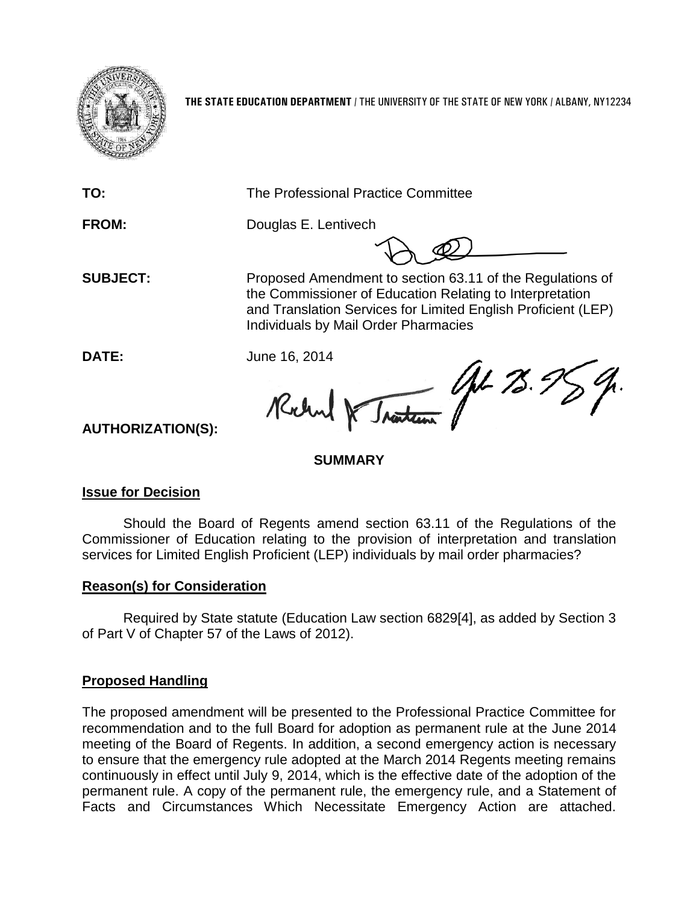**THE STATE EDUCATION DEPARTMENT** / THE UNIVERSITY OF THE STATE OF NEW YORK / ALBANY, NY12234

**TO:** The Professional Practice Committee

**FROM:** Douglas E. Lentivech

**SUBJECT:** Proposed Amendment to section 63.11 of the Regulations of the Commissioner of Education Relating to Interpretation and Translation Services for Limited English Proficient (LEP) Individuals by Mail Order Pharmacies

**DATE:** June 16, 2014

**AUTHORIZATION(S):**

## SUMMARY

### Issue for Decision

Should the Board of Regents amend section 63.11 of the Regulations of the Commissioner of Education relating to the provision of interpretation and translation services for Limited English Proficient (LEP) individuals by mail order pharmacies?

### Reason(s) for Consideration

Required by State statute (Education Law section 6829[4], as added by Section 3 of Part V of Chapter 57 of the Laws of 2012).

### Proposed Handling

The proposed amendment will be presented to the Professional Practice Committee for recommendation and to the full Board for adoption as permanent rule at the June 2014 meeting of the Board of Regents. In addition, a second emergency action is necessary to ensure that the emergency rule adopted at the March 2014 Regents meeting remains continuously in effect until July 9, 2014, which is the effective date of the adoption of the permanent rule. A copy of the permanent rule, the emergency rule, and a Statement of Facts and Circumstances Which Necessitate Emergency Action are attached.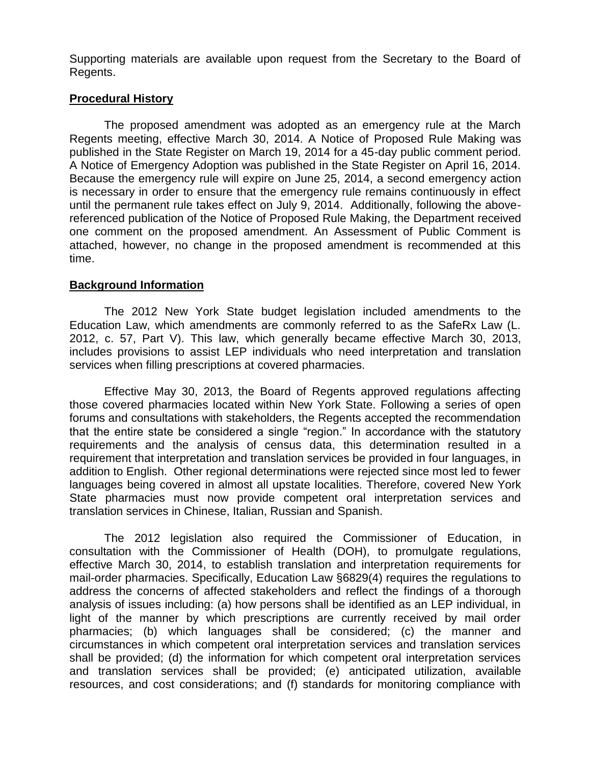Supporting materials are available upon request from the Secretary to the Board of Regents.

**Procedural History**

The proposed amendment was adopted as an emergency rule at the March Regents meeting, effective March 30, 2014. A Notice of Proposed Rule Making was published in the State Register on March 19, 2014 for a 45-day public comment period. A Notice of Emergency Adoption was published in the State Register on April 16, 2014. Because the emergency rule will expire on June 25, 2014, a second emergency action is necessary in order to ensure that the emergency rule remains continuously in effect until the permanent rule takes effect on July 9, 2014. Additionally, following the above-referenced publication of the Notice of Proposed Rule Making, the Department received one comment on the proposed amendment. An Assessment of Public Comment is attached, however, no change in the proposed amendment is recommended at this time.

**Background Information**

The 2012 New York State budget legislation included amendments to the Education Law, which amendments are commonly referred to as the SafeRx Law (L. 2012, c. 57, Part V). This law, which generally became effective March 30, 2013, includes provisions to assist LEP individuals who need interpretation and translation services when filling prescriptions at covered pharmacies.

Effective May 30, 2013, the Board of Regents approved regulations affecting those covered pharmacies located within New York State. Following a series of open forums and consultations with stakeholders, the Regents accepted the recommendation that the entire state be considered a single "region." In accordance with the statutory requirements and the analysis of census data, this determination resulted in a requirement that interpretation and translation services be provided in four languages, in addition to English. Other regional determinations were rejected since most led to fewer languages being covered in almost all upstate localities. Therefore, covered New York State pharmacies must now provide competent oral interpretation services and translation services in Chinese, Italian, Russian and Spanish.

The 2012 legislation also required the Commissioner of Education, in consultation with the Commissioner of Health (DOH), to promulgate regulations, effective March 30, 2014, to establish translation and interpretation requirements for mail-order pharmacies. Specifically, Education Law §6829(4) requires the regulations to address the concerns of affected stakeholders and reflect the findings of a thorough analysis of issues including: (a) how persons shall be identified as an LEP individual, in light of the manner by which prescriptions are currently received by mail order pharmacies; (b) which languages shall be considered; (c) the manner and circumstances in which competent oral interpretation services and translation services shall be provided; (d) the information for which competent oral interpretation services and translation services shall be provided; (e) anticipated utilization, available resources, and cost considerations; and (f) standards for monitoring compliance with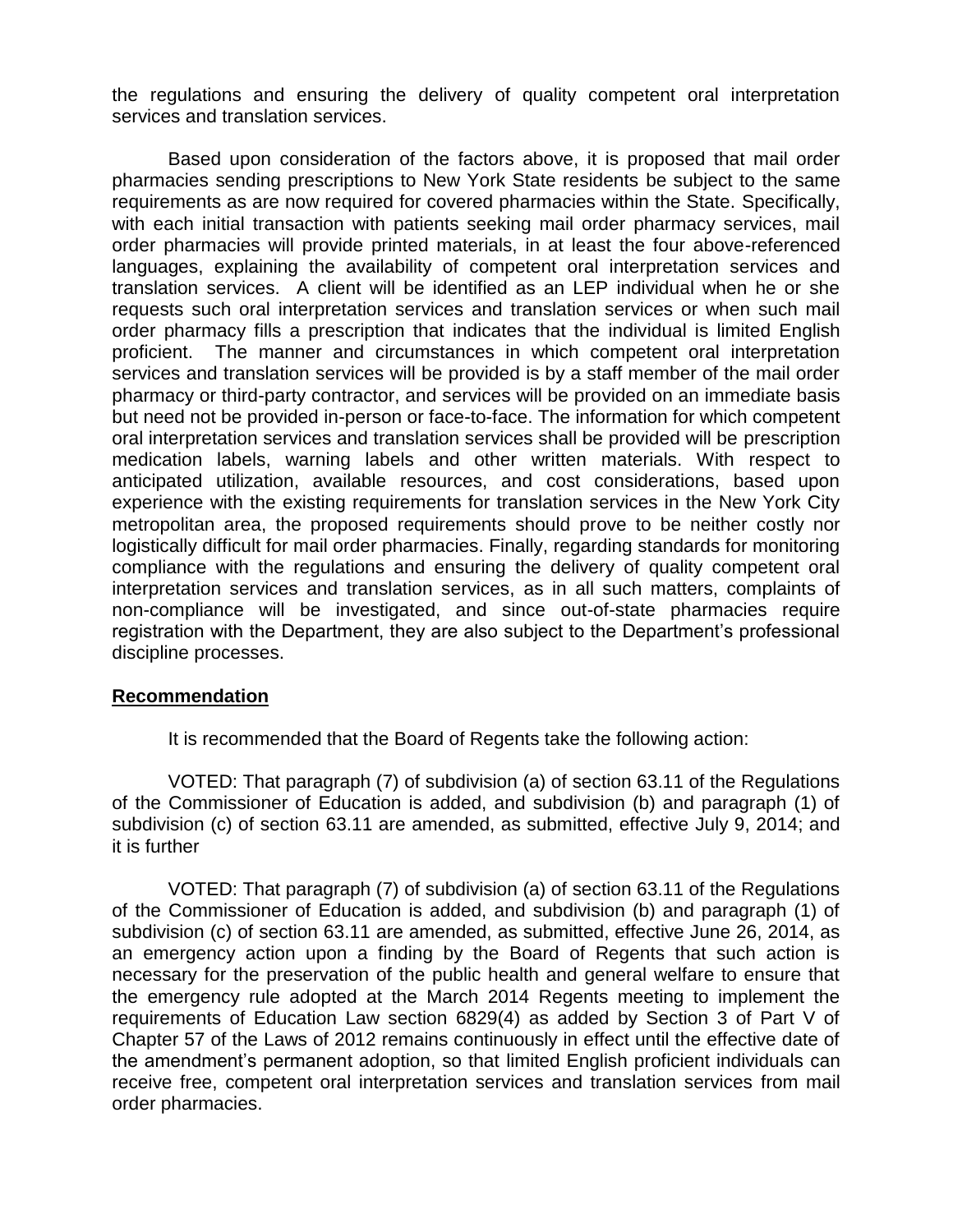the regulations and ensuring the delivery of quality competent oral interpretation services and translation services.

Based upon consideration of the factors above, it is proposed that mail order pharmacies sending prescriptions to New York State residents be subject to the same requirements as are now required for covered pharmacies within the State. Specifically, with each initial transaction with patients seeking mail order pharmacy services, mail order pharmacies will provide printed materials, in at least the four above-referenced languages, explaining the availability of competent oral interpretation services and translation services. A client will be identified as an LEP individual when he or she requests such oral interpretation services and translation services or when such mail order pharmacy fills a prescription that indicates that the individual is limited English proficient. The manner and circumstances in which competent oral interpretation services and translation services will be provided is by a staff member of the mail order pharmacy or third-party contractor, and services will be provided on an immediate basis but need not be provided in-person or face-to-face. The information for which competent oral interpretation services and translation services shall be provided will be prescription medication labels, warning labels and other written materials. With respect to anticipated utilization, available resources, and cost considerations, based upon experience with the existing requirements for translation services in the New York City metropolitan area, the proposed requirements should prove to be neither costly nor logistically difficult for mail order pharmacies. Finally, regarding standards for monitoring compliance with the regulations and ensuring the delivery of quality competent oral interpretation services and translation services, as in all such matters, complaints of non-compliance will be investigated, and since out-of-state pharmacies require registration with the Department, they are also subject to the Department's professional discipline processes.

**Recommendation**

It is recommended that the Board of Regents take the following action:

VOTED: That paragraph (7) of subdivision (a) of section 63.11 of the Regulations of the Commissioner of Education is added, and subdivision (b) and paragraph (1) of subdivision (c) of section 63.11 are amended, as submitted, effective July 9, 2014; and it is further

VOTED: That paragraph (7) of subdivision (a) of section 63.11 of the Regulations of the Commissioner of Education is added, and subdivision (b) and paragraph (1) of subdivision (c) of section 63.11 are amended, as submitted, effective June 26, 2014, as an emergency action upon a finding by the Board of Regents that such action is necessary for the preservation of the public health and general welfare to ensure that the emergency rule adopted at the March 2014 Regents meeting to implement the requirements of Education Law section 6829(4) as added by Section 3 of Part V of Chapter 57 of the Laws of 2012 remains continuously in effect until the effective date of the amendment's permanent adoption, so that limited English proficient individuals can receive free, competent oral interpretation services and translation services from mail order pharmacies.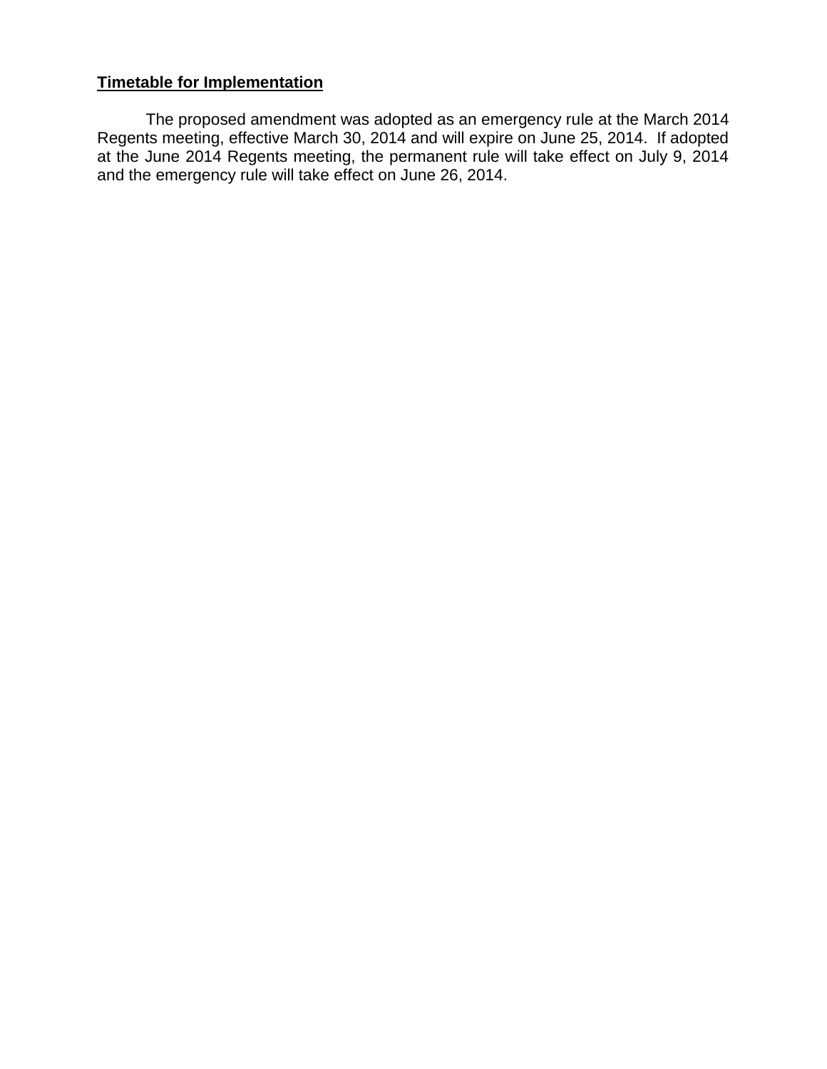**<u>Timetable for Implementation</u>**

The proposed amendment was adopted as an emergency rule at the March 2014 Regents meeting, effective March 30, 2014 and will expire on June 25, 2014. If adopted at the June 2014 Regents meeting, the permanent rule will take effect on July 9, 2014 and the emergency rule will take effect on June 26, 2014.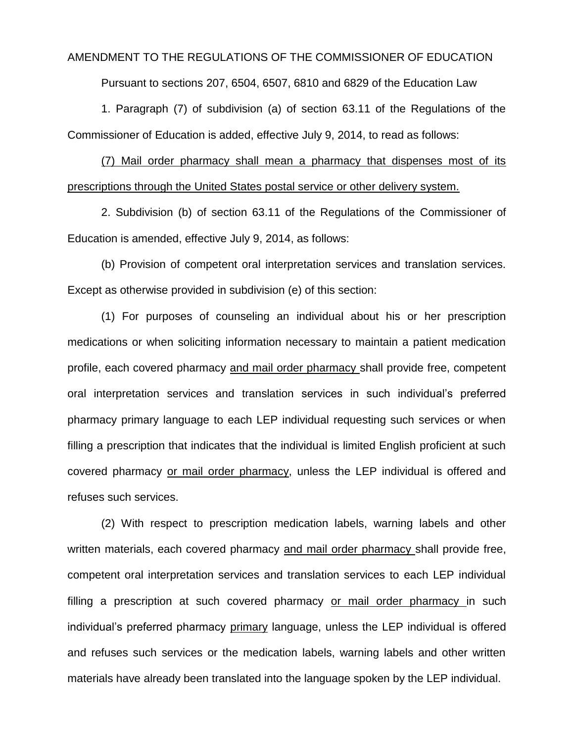AMENDMENT TO THE REGULATIONS OF THE COMMISSIONER OF EDUCATION

Pursuant to sections 207, 6504, 6507, 6810 and 6829 of the Education Law

1. Paragraph (7) of subdivision (a) of section 63.11 of the Regulations of the Commissioner of Education is added, effective July 9, 2014, to read as follows:

<u>(7) Mail order pharmacy shall mean a pharmacy that dispenses most of its prescriptions through the United States postal service or other delivery system.</u>

2. Subdivision (b) of section 63.11 of the Regulations of the Commissioner of Education is amended, effective July 9, 2014, as follows:

(b) Provision of competent oral interpretation services and translation services. Except as otherwise provided in subdivision (e) of this section:

(1) For purposes of counseling an individual about his or her prescription medications or when soliciting information necessary to maintain a patient medication profile, each covered pharmacy <u>and mail order pharmacy</u> shall provide free, competent oral interpretation services and translation services in such individual's preferred pharmacy primary language to each LEP individual requesting such services or when filling a prescription that indicates that the individual is limited English proficient at such covered pharmacy <u>or mail order pharmacy</u>, unless the LEP individual is offered and refuses such services.

(2) With respect to prescription medication labels, warning labels and other written materials, each covered pharmacy <u>and mail order pharmacy</u> shall provide free, competent oral interpretation services and translation services to each LEP individual filling a prescription at such covered pharmacy <u>or mail order pharmacy</u> in such individual's preferred pharmacy <u>primary</u> language, unless the LEP individual is offered and refuses such services or the medication labels, warning labels and other written materials have already been translated into the language spoken by the LEP individual.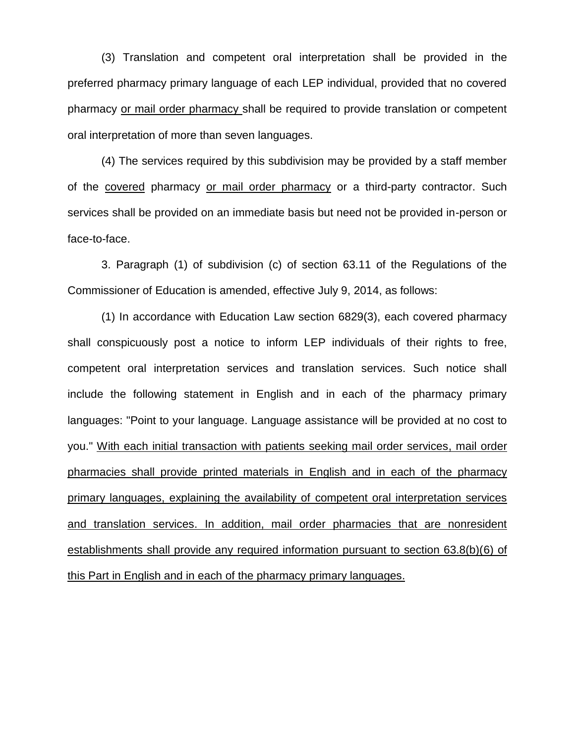(3) Translation and competent oral interpretation shall be provided in the preferred pharmacy primary language of each LEP individual, provided that no covered pharmacy <u>or mail order pharmacy</u> shall be required to provide translation or competent oral interpretation of more than seven languages.

(4) The services required by this subdivision may be provided by a staff member of the <u>covered</u> pharmacy <u>or mail order pharmacy</u> or a third-party contractor. Such services shall be provided on an immediate basis but need not be provided in-person or face-to-face.

3. Paragraph (1) of subdivision (c) of section 63.11 of the Regulations of the Commissioner of Education is amended, effective July 9, 2014, as follows:

(1) In accordance with Education Law section 6829(3), each covered pharmacy shall conspicuously post a notice to inform LEP individuals of their rights to free, competent oral interpretation services and translation services. Such notice shall include the following statement in English and in each of the pharmacy primary languages: "Point to your language. Language assistance will be provided at no cost to you." <u>With each initial transaction with patients seeking mail order services, mail order pharmacies shall provide printed materials in English and in each of the pharmacy primary languages, explaining the availability of competent oral interpretation services and translation services. In addition, mail order pharmacies that are nonresident establishments shall provide any required information pursuant to section 63.8(b)(6) of this Part in English and in each of the pharmacy primary languages.</u>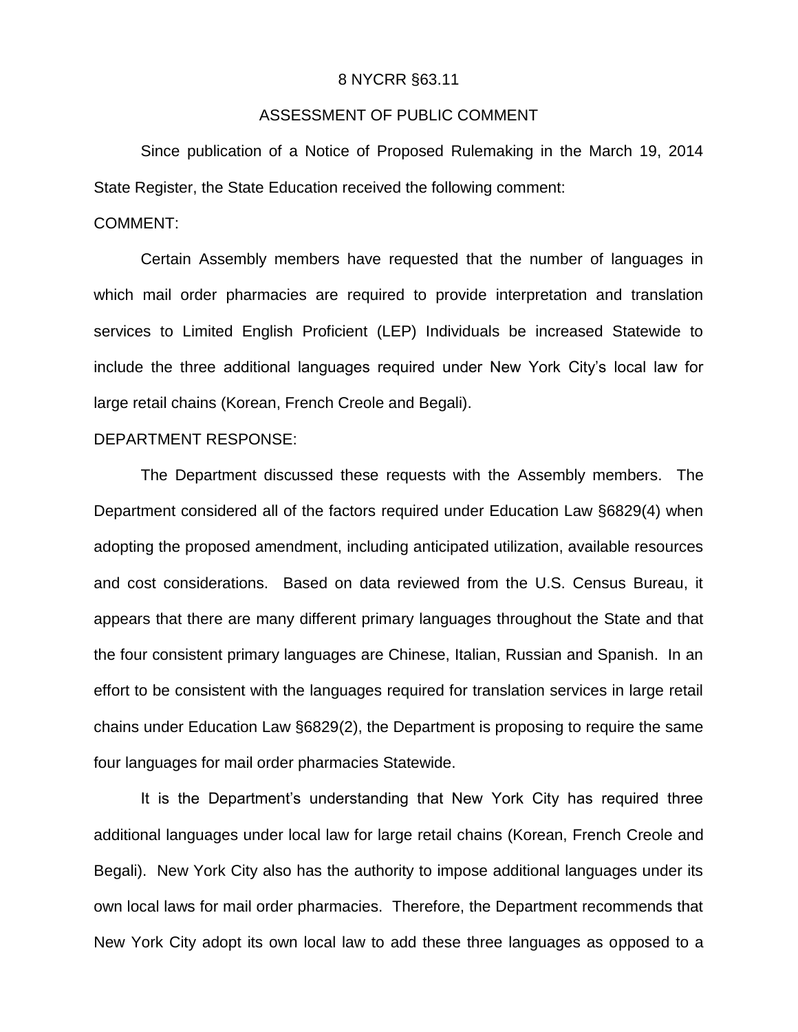8 NYCRR §63.11

ASSESSMENT OF PUBLIC COMMENT

Since publication of a Notice of Proposed Rulemaking in the March 19, 2014 State Register, the State Education received the following comment:

COMMENT:

Certain Assembly members have requested that the number of languages in which mail order pharmacies are required to provide interpretation and translation services to Limited English Proficient (LEP) Individuals be increased Statewide to include the three additional languages required under New York City's local law for large retail chains (Korean, French Creole and Begali).

DEPARTMENT RESPONSE:

The Department discussed these requests with the Assembly members. The Department considered all of the factors required under Education Law §6829(4) when adopting the proposed amendment, including anticipated utilization, available resources and cost considerations. Based on data reviewed from the U.S. Census Bureau, it appears that there are many different primary languages throughout the State and that the four consistent primary languages are Chinese, Italian, Russian and Spanish. In an effort to be consistent with the languages required for translation services in large retail chains under Education Law §6829(2), the Department is proposing to require the same four languages for mail order pharmacies Statewide.

It is the Department's understanding that New York City has required three additional languages under local law for large retail chains (Korean, French Creole and Begali). New York City also has the authority to impose additional languages under its own local laws for mail order pharmacies. Therefore, the Department recommends that New York City adopt its own local law to add these three languages as opposed to a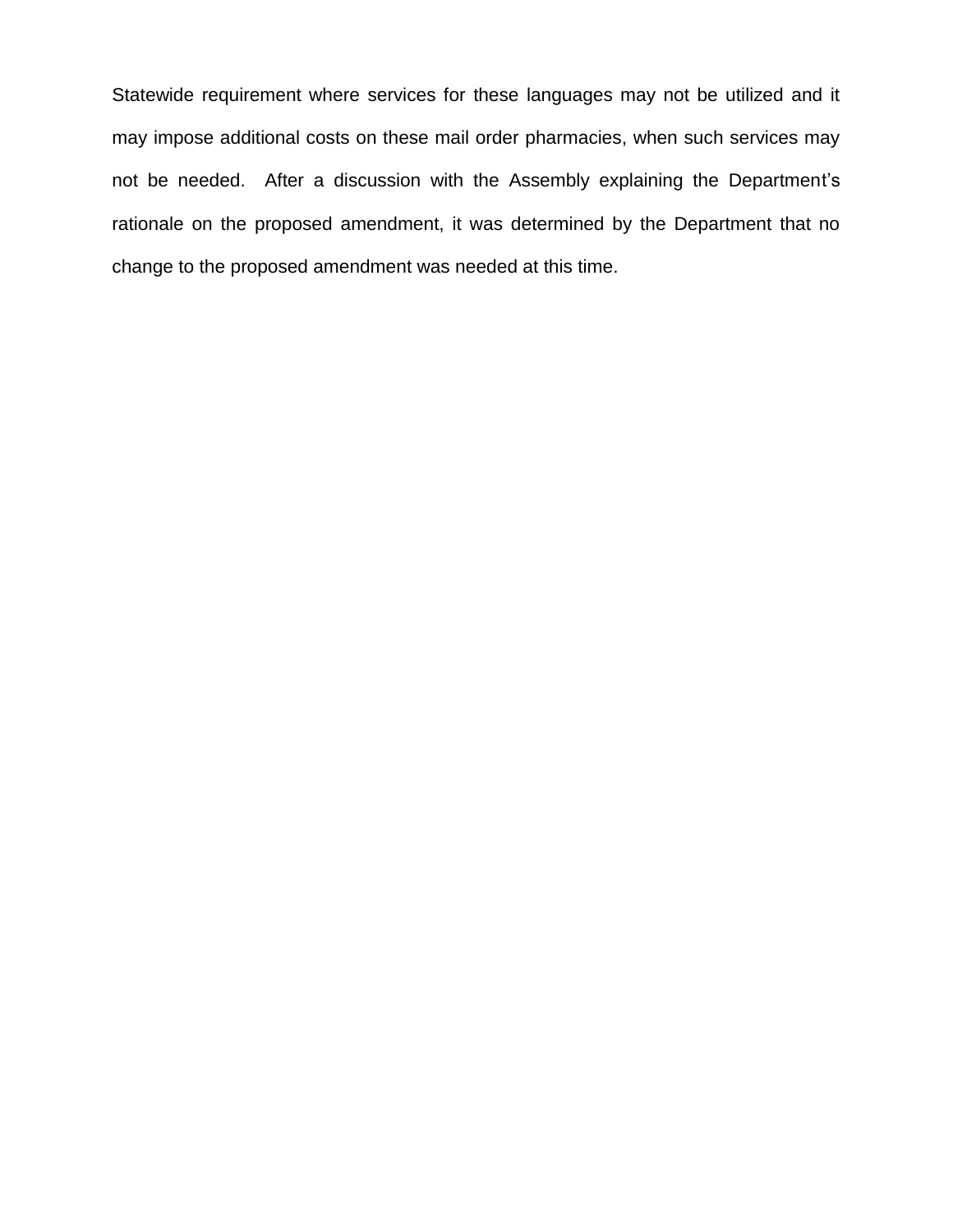Statewide requirement where services for these languages may not be utilized and it may impose additional costs on these mail order pharmacies, when such services may not be needed. After a discussion with the Assembly explaining the Department's rationale on the proposed amendment, it was determined by the Department that no change to the proposed amendment was needed at this time.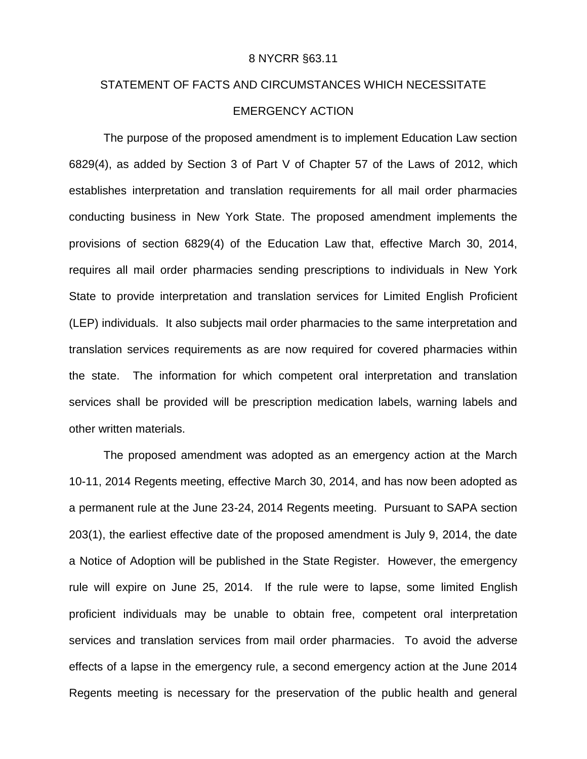8 NYCRR §63.11

# STATEMENT OF FACTS AND CIRCUMSTANCES WHICH NECESSITATE EMERGENCY ACTION

The purpose of the proposed amendment is to implement Education Law section 6829(4), as added by Section 3 of Part V of Chapter 57 of the Laws of 2012, which establishes interpretation and translation requirements for all mail order pharmacies conducting business in New York State. The proposed amendment implements the provisions of section 6829(4) of the Education Law that, effective March 30, 2014, requires all mail order pharmacies sending prescriptions to individuals in New York State to provide interpretation and translation services for Limited English Proficient (LEP) individuals. It also subjects mail order pharmacies to the same interpretation and translation services requirements as are now required for covered pharmacies within the state. The information for which competent oral interpretation and translation services shall be provided will be prescription medication labels, warning labels and other written materials.

The proposed amendment was adopted as an emergency action at the March 10-11, 2014 Regents meeting, effective March 30, 2014, and has now been adopted as a permanent rule at the June 23-24, 2014 Regents meeting. Pursuant to SAPA section 203(1), the earliest effective date of the proposed amendment is July 9, 2014, the date a Notice of Adoption will be published in the State Register. However, the emergency rule will expire on June 25, 2014. If the rule were to lapse, some limited English proficient individuals may be unable to obtain free, competent oral interpretation services and translation services from mail order pharmacies. To avoid the adverse effects of a lapse in the emergency rule, a second emergency action at the June 2014 Regents meeting is necessary for the preservation of the public health and general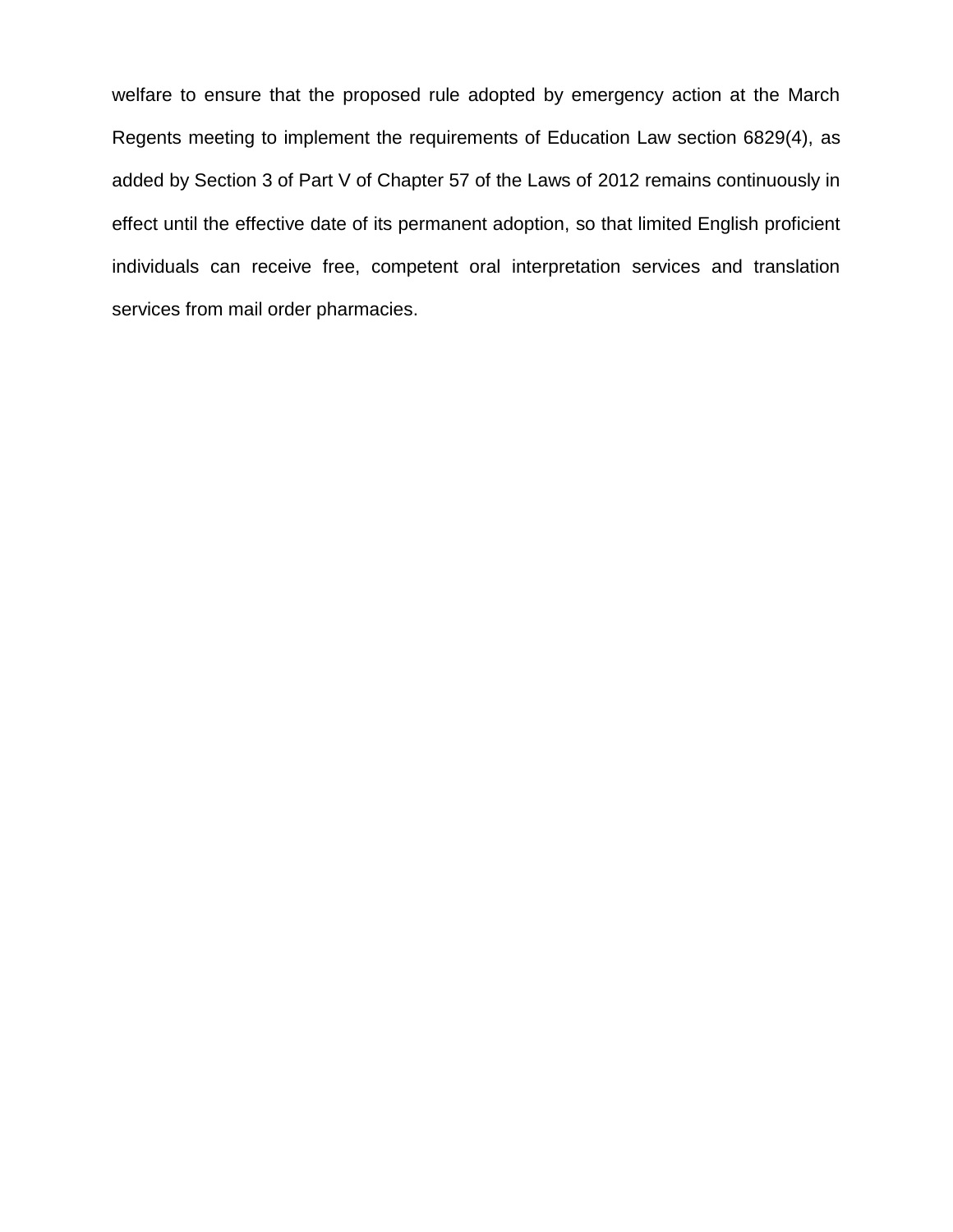welfare to ensure that the proposed rule adopted by emergency action at the March Regents meeting to implement the requirements of Education Law section 6829(4), as added by Section 3 of Part V of Chapter 57 of the Laws of 2012 remains continuously in effect until the effective date of its permanent adoption, so that limited English proficient individuals can receive free, competent oral interpretation services and translation services from mail order pharmacies.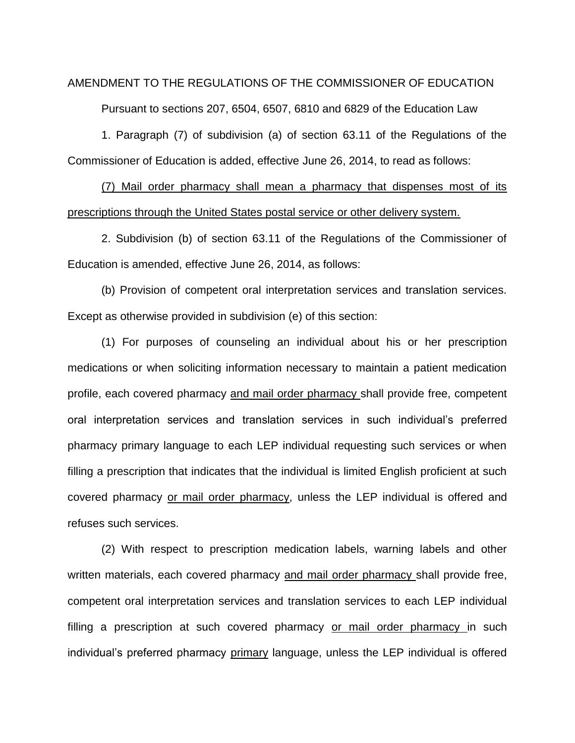AMENDMENT TO THE REGULATIONS OF THE COMMISSIONER OF EDUCATION

Pursuant to sections 207, 6504, 6507, 6810 and 6829 of the Education Law

1. Paragraph (7) of subdivision (a) of section 63.11 of the Regulations of the Commissioner of Education is added, effective June 26, 2014, to read as follows:

<u>(7) Mail order pharmacy shall mean a pharmacy that dispenses most of its prescriptions through the United States postal service or other delivery system.</u>

2. Subdivision (b) of section 63.11 of the Regulations of the Commissioner of Education is amended, effective June 26, 2014, as follows:

(b) Provision of competent oral interpretation services and translation services. Except as otherwise provided in subdivision (e) of this section:

(1) For purposes of counseling an individual about his or her prescription medications or when soliciting information necessary to maintain a patient medication profile, each covered pharmacy <u>and mail order pharmacy</u> shall provide free, competent oral interpretation services and translation services in such individual's preferred pharmacy primary language to each LEP individual requesting such services or when filling a prescription that indicates that the individual is limited English proficient at such covered pharmacy <u>or mail order pharmacy</u>, unless the LEP individual is offered and refuses such services.

(2) With respect to prescription medication labels, warning labels and other written materials, each covered pharmacy <u>and mail order pharmacy</u> shall provide free, competent oral interpretation services and translation services to each LEP individual filling a prescription at such covered pharmacy <u>or mail order pharmacy</u> in such individual's preferred pharmacy <u>primary</u> language, unless the LEP individual is offered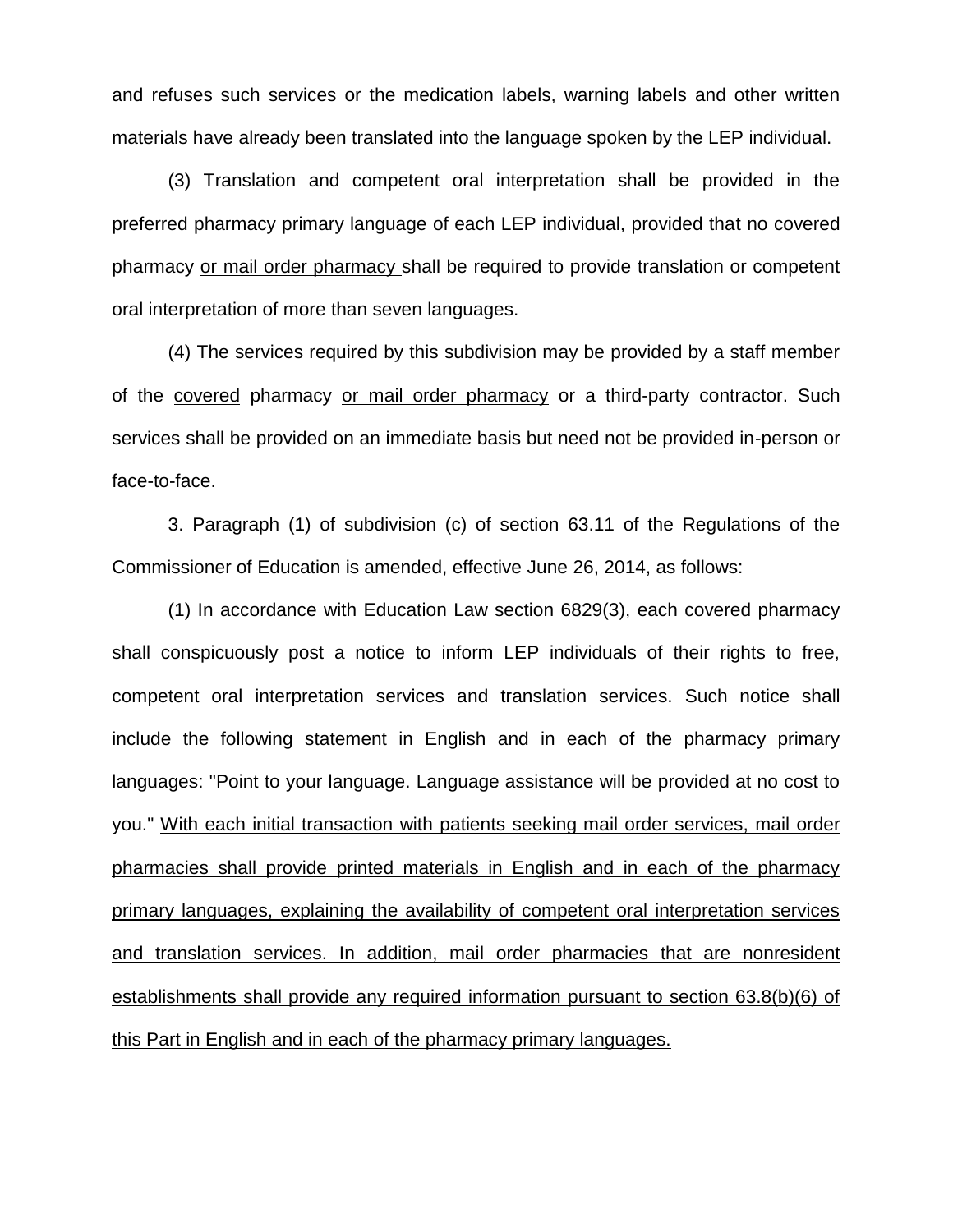and refuses such services or the medication labels, warning labels and other written materials have already been translated into the language spoken by the LEP individual.

(3) Translation and competent oral interpretation shall be provided in the preferred pharmacy primary language of each LEP individual, provided that no covered pharmacy <u>or mail order pharmacy</u> shall be required to provide translation or competent oral interpretation of more than seven languages.

(4) The services required by this subdivision may be provided by a staff member of the <u>covered</u> pharmacy <u>or mail order pharmacy</u> or a third-party contractor. Such services shall be provided on an immediate basis but need not be provided in-person or face-to-face.

3. Paragraph (1) of subdivision (c) of section 63.11 of the Regulations of the Commissioner of Education is amended, effective June 26, 2014, as follows:

(1) In accordance with Education Law section 6829(3), each covered pharmacy shall conspicuously post a notice to inform LEP individuals of their rights to free, competent oral interpretation services and translation services. Such notice shall include the following statement in English and in each of the pharmacy primary languages: "Point to your language. Language assistance will be provided at no cost to you." <u>With each initial transaction with patients seeking mail order services, mail order pharmacies shall provide printed materials in English and in each of the pharmacy primary languages, explaining the availability of competent oral interpretation services and translation services. In addition, mail order pharmacies that are nonresident establishments shall provide any required information pursuant to section 63.8(b)(6) of this Part in English and in each of the pharmacy primary languages.</u>